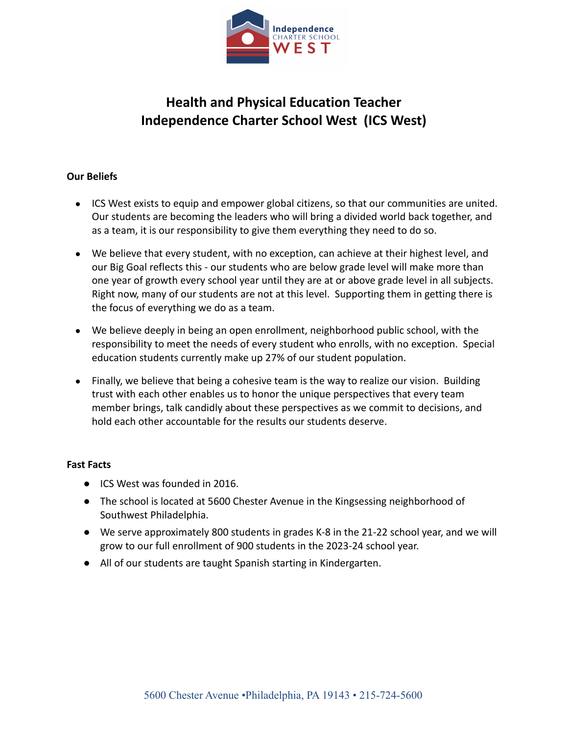# Health and Physical Education Teacher
# Independence Charter School West (ICS West)

**Our Beliefs**

- ICS West exists to equip and empower global citizens, so that our communities are united. Our students are becoming the leaders who will bring a divided world back together, and as a team, it is our responsibility to give them everything they need to do so.
- We believe that every student, with no exception, can achieve at their highest level, and our Big Goal reflects this - our students who are below grade level will make more than one year of growth every school year until they are at or above grade level in all subjects. Right now, many of our students are not at this level. Supporting them in getting there is the focus of everything we do as a team.
- We believe deeply in being an open enrollment, neighborhood public school, with the responsibility to meet the needs of every student who enrolls, with no exception. Special education students currently make up 27% of our student population.
- Finally, we believe that being a cohesive team is the way to realize our vision. Building trust with each other enables us to honor the unique perspectives that every team member brings, talk candidly about these perspectives as we commit to decisions, and hold each other accountable for the results our students deserve.

**Fast Facts**

- ICS West was founded in 2016.
- The school is located at 5600 Chester Avenue in the Kingsessing neighborhood of Southwest Philadelphia.
- We serve approximately 800 students in grades K-8 in the 21-22 school year, and we will grow to our full enrollment of 900 students in the 2023-24 school year.
- All of our students are taught Spanish starting in Kindergarten.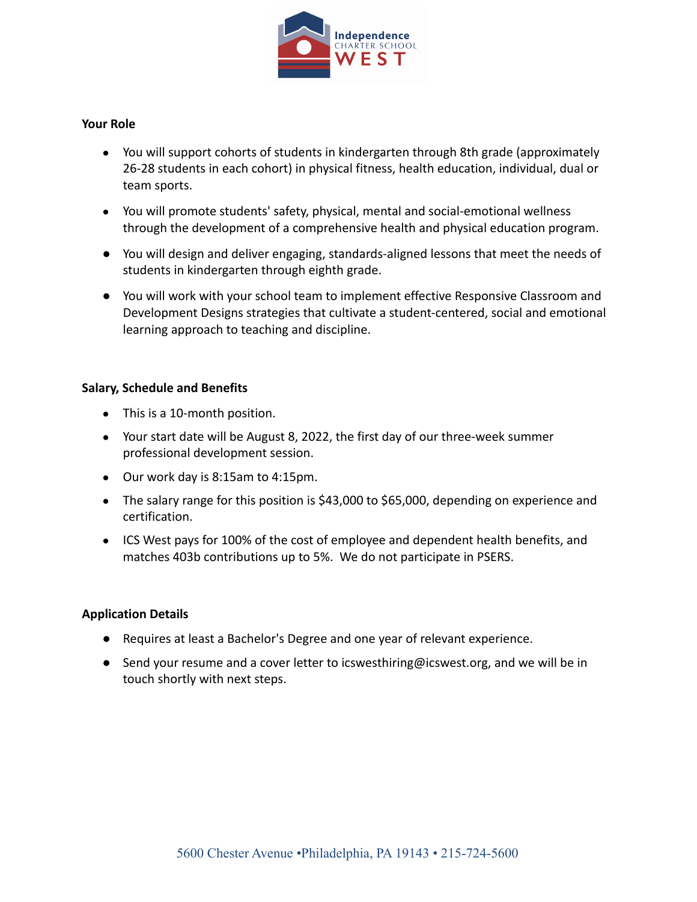Independence CHARTER SCHOOL WEST

**Your Role**

- You will support cohorts of students in kindergarten through 8th grade (approximately 26-28 students in each cohort) in physical fitness, health education, individual, dual or team sports.
- You will promote students' safety, physical, mental and social-emotional wellness through the development of a comprehensive health and physical education program.
- You will design and deliver engaging, standards-aligned lessons that meet the needs of students in kindergarten through eighth grade.
- You will work with your school team to implement effective Responsive Classroom and Development Designs strategies that cultivate a student-centered, social and emotional learning approach to teaching and discipline.

**Salary, Schedule and Benefits**

- This is a 10-month position.
- Your start date will be August 8, 2022, the first day of our three-week summer professional development session.
- Our work day is 8:15am to 4:15pm.
- The salary range for this position is $43,000 to $65,000, depending on experience and certification.
- ICS West pays for 100% of the cost of employee and dependent health benefits, and matches 403b contributions up to 5%. We do not participate in PSERS.

**Application Details**

- Requires at least a Bachelor's Degree and one year of relevant experience.
- Send your resume and a cover letter to icswesthiring@icswest.org, and we will be in touch shortly with next steps.

5600 Chester Avenue •Philadelphia, PA 19143 • 215-724-5600